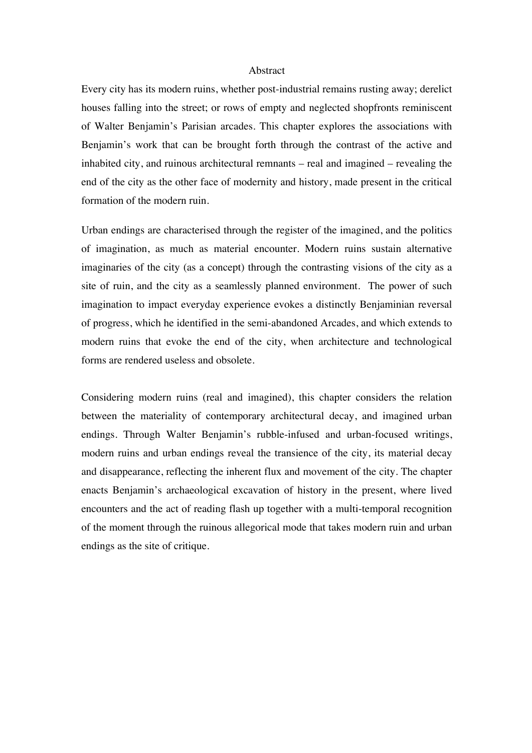## Abstract

Every city has its modern ruins, whether post-industrial remains rusting away; derelict houses falling into the street; or rows of empty and neglected shopfronts reminiscent of Walter Benjamin's Parisian arcades. This chapter explores the associations with Benjamin's work that can be brought forth through the contrast of the active and inhabited city, and ruinous architectural remnants – real and imagined – revealing the end of the city as the other face of modernity and history, made present in the critical formation of the modern ruin.

Urban endings are characterised through the register of the imagined, and the politics of imagination, as much as material encounter. Modern ruins sustain alternative imaginaries of the city (as a concept) through the contrasting visions of the city as a site of ruin, and the city as a seamlessly planned environment. The power of such imagination to impact everyday experience evokes a distinctly Benjaminian reversal of progress, which he identified in the semi-abandoned Arcades, and which extends to modern ruins that evoke the end of the city, when architecture and technological forms are rendered useless and obsolete.

Considering modern ruins (real and imagined), this chapter considers the relation between the materiality of contemporary architectural decay, and imagined urban endings. Through Walter Benjamin's rubble-infused and urban-focused writings, modern ruins and urban endings reveal the transience of the city, its material decay and disappearance, reflecting the inherent flux and movement of the city. The chapter enacts Benjamin's archaeological excavation of history in the present, where lived encounters and the act of reading flash up together with a multi-temporal recognition of the moment through the ruinous allegorical mode that takes modern ruin and urban endings as the site of critique.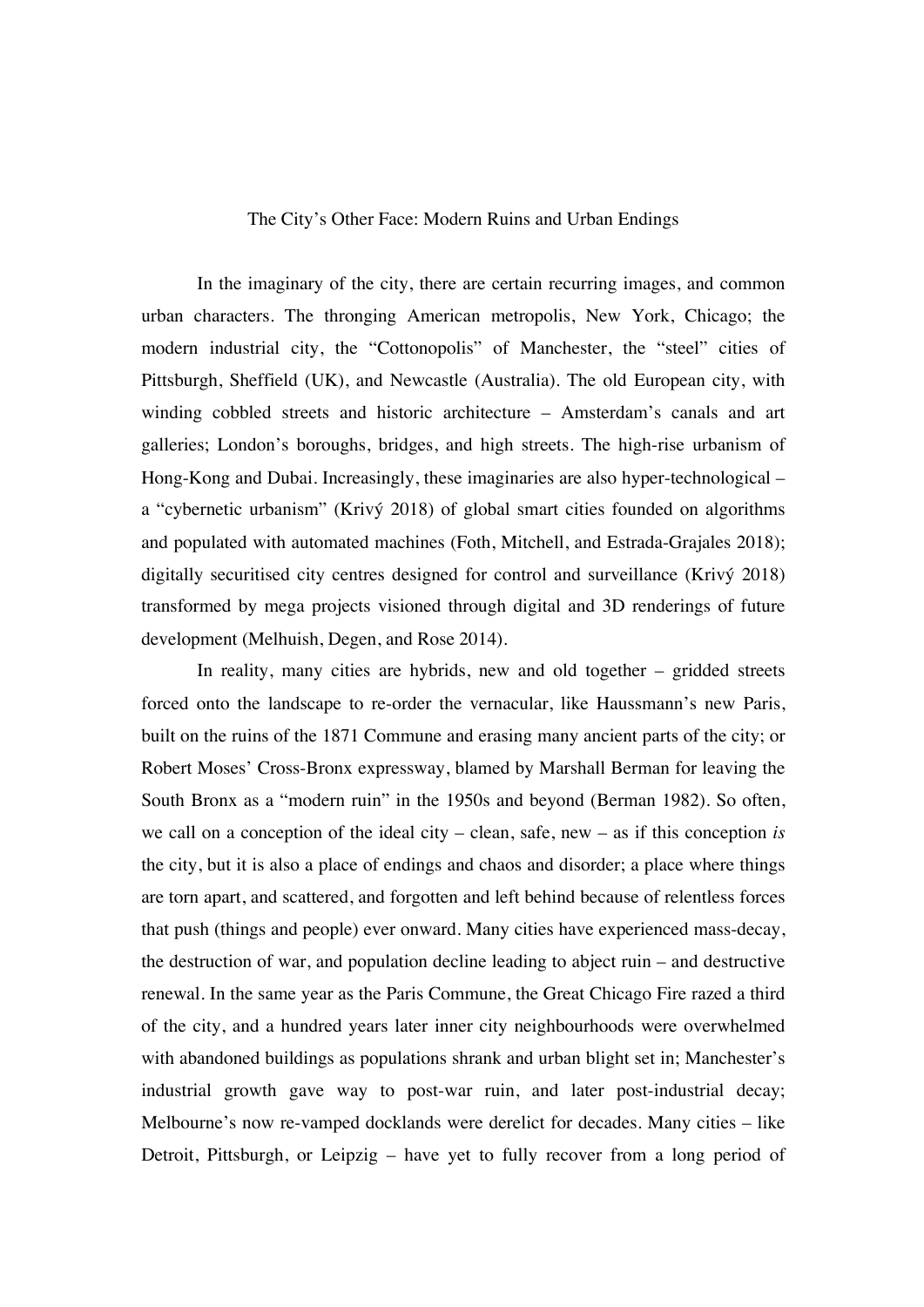# The City's Other Face: Modern Ruins and Urban Endings

In the imaginary of the city, there are certain recurring images, and common urban characters. The thronging American metropolis, New York, Chicago; the modern industrial city, the "Cottonopolis" of Manchester, the "steel" cities of Pittsburgh, Sheffield (UK), and Newcastle (Australia). The old European city, with winding cobbled streets and historic architecture – Amsterdam's canals and art galleries; London's boroughs, bridges, and high streets. The high-rise urbanism of Hong-Kong and Dubai. Increasingly, these imaginaries are also hyper-technological – a "cybernetic urbanism" (Krivý 2018) of global smart cities founded on algorithms and populated with automated machines (Foth, Mitchell, and Estrada-Grajales 2018); digitally securitised city centres designed for control and surveillance (Krivý 2018) transformed by mega projects visioned through digital and 3D renderings of future development (Melhuish, Degen, and Rose 2014).

In reality, many cities are hybrids, new and old together – gridded streets forced onto the landscape to re-order the vernacular, like Haussmann's new Paris, built on the ruins of the 1871 Commune and erasing many ancient parts of the city; or Robert Moses' Cross-Bronx expressway, blamed by Marshall Berman for leaving the South Bronx as a "modern ruin" in the 1950s and beyond (Berman 1982). So often, we call on a conception of the ideal city – clean, safe, new – as if this conception *is* the city, but it is also a place of endings and chaos and disorder; a place where things are torn apart, and scattered, and forgotten and left behind because of relentless forces that push (things and people) ever onward. Many cities have experienced mass-decay, the destruction of war, and population decline leading to abject ruin – and destructive renewal. In the same year as the Paris Commune, the Great Chicago Fire razed a third of the city, and a hundred years later inner city neighbourhoods were overwhelmed with abandoned buildings as populations shrank and urban blight set in; Manchester's industrial growth gave way to post-war ruin, and later post-industrial decay; Melbourne's now re-vamped docklands were derelict for decades. Many cities – like Detroit, Pittsburgh, or Leipzig – have yet to fully recover from a long period of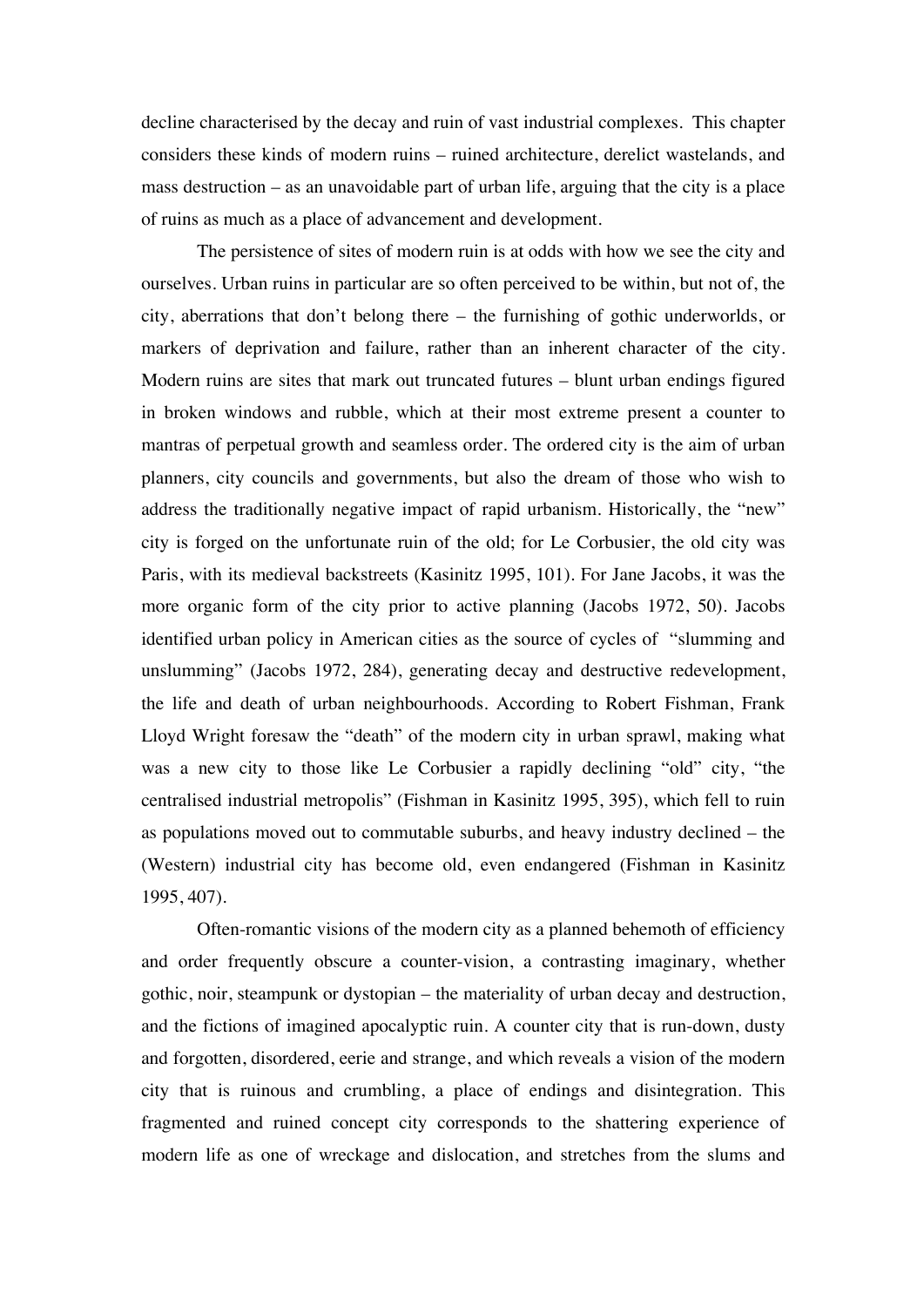decline characterised by the decay and ruin of vast industrial complexes. This chapter considers these kinds of modern ruins – ruined architecture, derelict wastelands, and mass destruction – as an unavoidable part of urban life, arguing that the city is a place of ruins as much as a place of advancement and development.

The persistence of sites of modern ruin is at odds with how we see the city and ourselves. Urban ruins in particular are so often perceived to be within, but not of, the city, aberrations that don't belong there – the furnishing of gothic underworlds, or markers of deprivation and failure, rather than an inherent character of the city. Modern ruins are sites that mark out truncated futures – blunt urban endings figured in broken windows and rubble, which at their most extreme present a counter to mantras of perpetual growth and seamless order. The ordered city is the aim of urban planners, city councils and governments, but also the dream of those who wish to address the traditionally negative impact of rapid urbanism. Historically, the "new" city is forged on the unfortunate ruin of the old; for Le Corbusier, the old city was Paris, with its medieval backstreets (Kasinitz 1995, 101). For Jane Jacobs, it was the more organic form of the city prior to active planning (Jacobs 1972, 50). Jacobs identified urban policy in American cities as the source of cycles of "slumming and unslumming" (Jacobs 1972, 284), generating decay and destructive redevelopment, the life and death of urban neighbourhoods. According to Robert Fishman, Frank Lloyd Wright foresaw the "death" of the modern city in urban sprawl, making what was a new city to those like Le Corbusier a rapidly declining "old" city, "the centralised industrial metropolis" (Fishman in Kasinitz 1995, 395), which fell to ruin as populations moved out to commutable suburbs, and heavy industry declined – the (Western) industrial city has become old, even endangered (Fishman in Kasinitz 1995, 407).

Often-romantic visions of the modern city as a planned behemoth of efficiency and order frequently obscure a counter-vision, a contrasting imaginary, whether gothic, noir, steampunk or dystopian – the materiality of urban decay and destruction, and the fictions of imagined apocalyptic ruin. A counter city that is run-down, dusty and forgotten, disordered, eerie and strange, and which reveals a vision of the modern city that is ruinous and crumbling, a place of endings and disintegration. This fragmented and ruined concept city corresponds to the shattering experience of modern life as one of wreckage and dislocation, and stretches from the slums and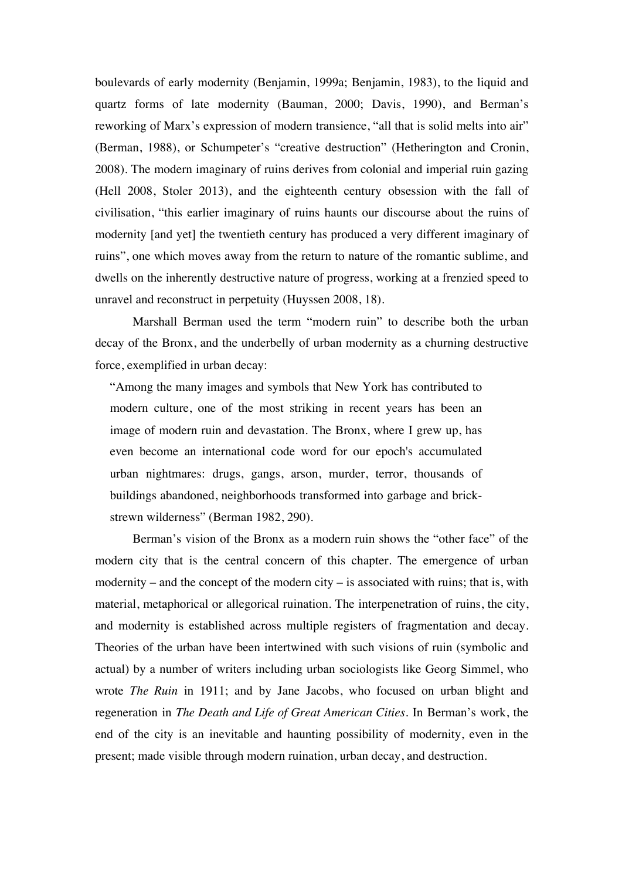boulevards of early modernity (Benjamin, 1999a; Benjamin, 1983), to the liquid and quartz forms of late modernity (Bauman, 2000; Davis, 1990), and Berman's reworking of Marx's expression of modern transience, "all that is solid melts into air" (Berman, 1988), or Schumpeter's "creative destruction" (Hetherington and Cronin, 2008). The modern imaginary of ruins derives from colonial and imperial ruin gazing (Hell 2008, Stoler 2013), and the eighteenth century obsession with the fall of civilisation, "this earlier imaginary of ruins haunts our discourse about the ruins of modernity [and yet] the twentieth century has produced a very different imaginary of ruins", one which moves away from the return to nature of the romantic sublime, and dwells on the inherently destructive nature of progress, working at a frenzied speed to unravel and reconstruct in perpetuity (Huyssen 2008, 18).

Marshall Berman used the term "modern ruin" to describe both the urban decay of the Bronx, and the underbelly of urban modernity as a churning destructive force, exemplified in urban decay:

> "Among the many images and symbols that New York has contributed to modern culture, one of the most striking in recent years has been an image of modern ruin and devastation. The Bronx, where I grew up, has even become an international code word for our epoch's accumulated urban nightmares: drugs, gangs, arson, murder, terror, thousands of buildings abandoned, neighborhoods transformed into garbage and brick-strewn wilderness" (Berman 1982, 290).

Berman's vision of the Bronx as a modern ruin shows the "other face" of the modern city that is the central concern of this chapter. The emergence of urban modernity – and the concept of the modern city – is associated with ruins; that is, with material, metaphorical or allegorical ruination. The interpenetration of ruins, the city, and modernity is established across multiple registers of fragmentation and decay. Theories of the urban have been intertwined with such visions of ruin (symbolic and actual) by a number of writers including urban sociologists like Georg Simmel, who wrote *The Ruin* in 1911; and by Jane Jacobs, who focused on urban blight and regeneration in *The Death and Life of Great American Cities*. In Berman's work, the end of the city is an inevitable and haunting possibility of modernity, even in the present; made visible through modern ruination, urban decay, and destruction.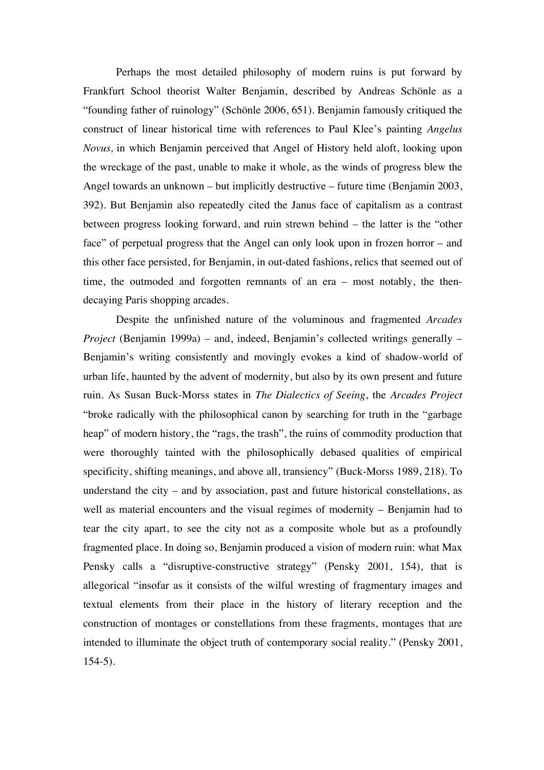Perhaps the most detailed philosophy of modern ruins is put forward by Frankfurt School theorist Walter Benjamin, described by Andreas Schönle as a "founding father of ruinology" (Schönle 2006, 651). Benjamin famously critiqued the construct of linear historical time with references to Paul Klee's painting *Angelus Novus,* in which Benjamin perceived that Angel of History held aloft, looking upon the wreckage of the past, unable to make it whole, as the winds of progress blew the Angel towards an unknown – but implicitly destructive – future time (Benjamin 2003, 392). But Benjamin also repeatedly cited the Janus face of capitalism as a contrast between progress looking forward, and ruin strewn behind – the latter is the "other face" of perpetual progress that the Angel can only look upon in frozen horror – and this other face persisted, for Benjamin, in out-dated fashions, relics that seemed out of time, the outmoded and forgotten remnants of an era – most notably, the then-decaying Paris shopping arcades.

Despite the unfinished nature of the voluminous and fragmented *Arcades Project* (Benjamin 1999a) – and, indeed, Benjamin's collected writings generally – Benjamin's writing consistently and movingly evokes a kind of shadow-world of urban life, haunted by the advent of modernity, but also by its own present and future ruin. As Susan Buck-Morss states in *The Dialectics of Seeing*, the *Arcades Project* "broke radically with the philosophical canon by searching for truth in the "garbage heap" of modern history, the "rags, the trash", the ruins of commodity production that were thoroughly tainted with the philosophically debased qualities of empirical specificity, shifting meanings, and above all, transiency" (Buck-Morss 1989, 218). To understand the city – and by association, past and future historical constellations, as well as material encounters and the visual regimes of modernity – Benjamin had to tear the city apart, to see the city not as a composite whole but as a profoundly fragmented place. In doing so, Benjamin produced a vision of modern ruin: what Max Pensky calls a "disruptive-constructive strategy" (Pensky 2001, 154), that is allegorical "insofar as it consists of the wilful wresting of fragmentary images and textual elements from their place in the history of literary reception and the construction of montages or constellations from these fragments, montages that are intended to illuminate the object truth of contemporary social reality." (Pensky 2001, 154-5).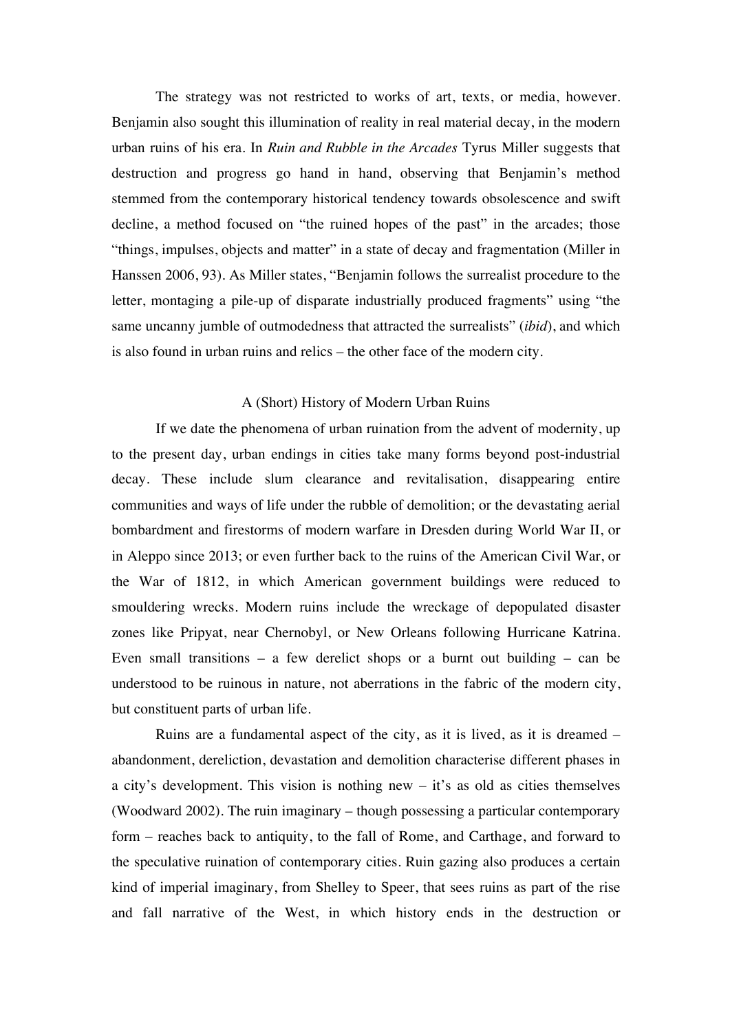The strategy was not restricted to works of art, texts, or media, however. Benjamin also sought this illumination of reality in real material decay, in the modern urban ruins of his era. In *Ruin and Rubble in the Arcades* Tyrus Miller suggests that destruction and progress go hand in hand, observing that Benjamin's method stemmed from the contemporary historical tendency towards obsolescence and swift decline, a method focused on "the ruined hopes of the past" in the arcades; those "things, impulses, objects and matter" in a state of decay and fragmentation (Miller in Hanssen 2006, 93). As Miller states, "Benjamin follows the surrealist procedure to the letter, montaging a pile-up of disparate industrially produced fragments" using "the same uncanny jumble of outmodedness that attracted the surrealists" (*ibid*), and which is also found in urban ruins and relics – the other face of the modern city.

## A (Short) History of Modern Urban Ruins

If we date the phenomena of urban ruination from the advent of modernity, up to the present day, urban endings in cities take many forms beyond post-industrial decay. These include slum clearance and revitalisation, disappearing entire communities and ways of life under the rubble of demolition; or the devastating aerial bombardment and firestorms of modern warfare in Dresden during World War II, or in Aleppo since 2013; or even further back to the ruins of the American Civil War, or the War of 1812, in which American government buildings were reduced to smouldering wrecks. Modern ruins include the wreckage of depopulated disaster zones like Pripyat, near Chernobyl, or New Orleans following Hurricane Katrina. Even small transitions – a few derelict shops or a burnt out building – can be understood to be ruinous in nature, not aberrations in the fabric of the modern city, but constituent parts of urban life.

Ruins are a fundamental aspect of the city, as it is lived, as it is dreamed – abandonment, dereliction, devastation and demolition characterise different phases in a city's development. This vision is nothing new – it's as old as cities themselves (Woodward 2002). The ruin imaginary – though possessing a particular contemporary form – reaches back to antiquity, to the fall of Rome, and Carthage, and forward to the speculative ruination of contemporary cities. Ruin gazing also produces a certain kind of imperial imaginary, from Shelley to Speer, that sees ruins as part of the rise and fall narrative of the West, in which history ends in the destruction or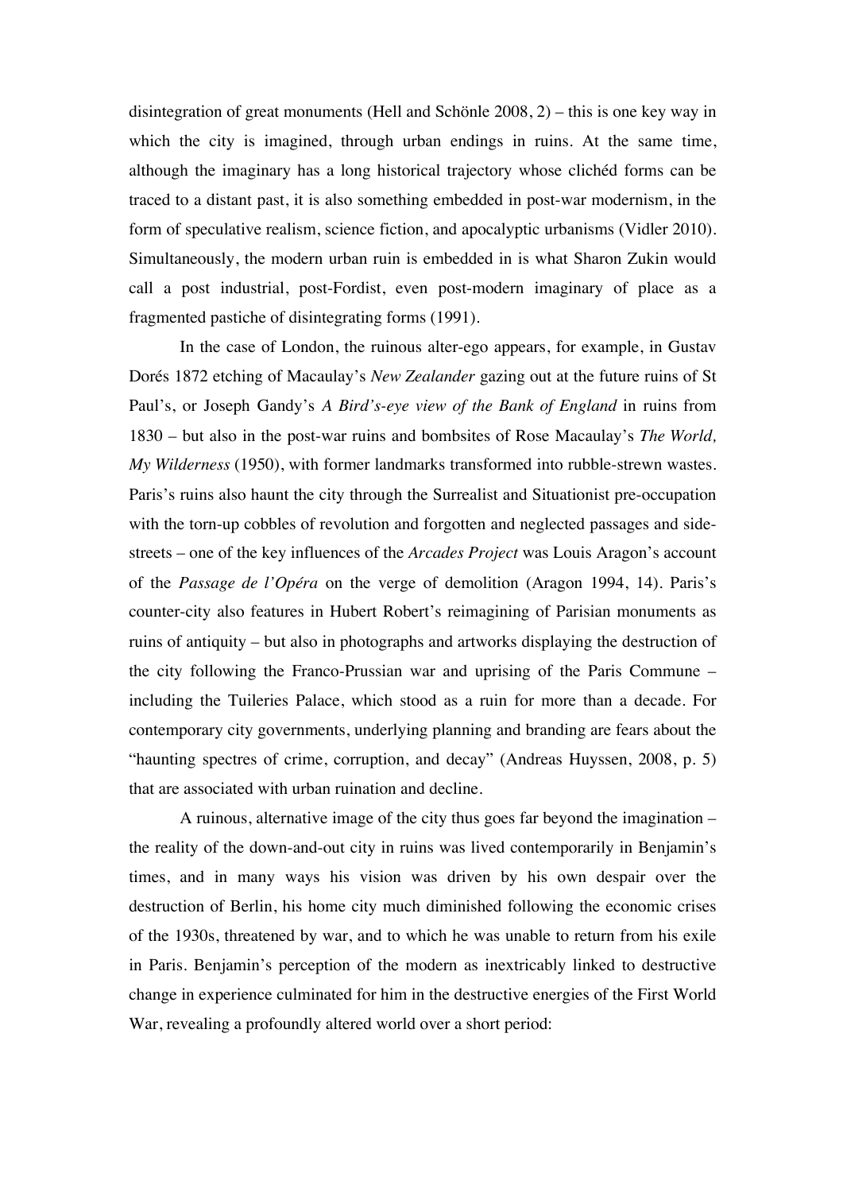disintegration of great monuments (Hell and Schönle 2008, 2) – this is one key way in which the city is imagined, through urban endings in ruins. At the same time, although the imaginary has a long historical trajectory whose clichéd forms can be traced to a distant past, it is also something embedded in post-war modernism, in the form of speculative realism, science fiction, and apocalyptic urbanisms (Vidler 2010). Simultaneously, the modern urban ruin is embedded in is what Sharon Zukin would call a post industrial, post-Fordist, even post-modern imaginary of place as a fragmented pastiche of disintegrating forms (1991).

In the case of London, the ruinous alter-ego appears, for example, in Gustav Dorés 1872 etching of Macaulay's *New Zealander* gazing out at the future ruins of St Paul's, or Joseph Gandy's *A Bird's-eye view of the Bank of England* in ruins from 1830 – but also in the post-war ruins and bombsites of Rose Macaulay's *The World, My Wilderness* (1950), with former landmarks transformed into rubble-strewn wastes. Paris's ruins also haunt the city through the Surrealist and Situationist pre-occupation with the torn-up cobbles of revolution and forgotten and neglected passages and side-streets – one of the key influences of the *Arcades Project* was Louis Aragon's account of the *Passage de l'Opéra* on the verge of demolition (Aragon 1994, 14). Paris's counter-city also features in Hubert Robert's reimagining of Parisian monuments as ruins of antiquity – but also in photographs and artworks displaying the destruction of the city following the Franco-Prussian war and uprising of the Paris Commune – including the Tuileries Palace, which stood as a ruin for more than a decade. For contemporary city governments, underlying planning and branding are fears about the "haunting spectres of crime, corruption, and decay" (Andreas Huyssen, 2008, p. 5) that are associated with urban ruination and decline.

A ruinous, alternative image of the city thus goes far beyond the imagination – the reality of the down-and-out city in ruins was lived contemporarily in Benjamin's times, and in many ways his vision was driven by his own despair over the destruction of Berlin, his home city much diminished following the economic crises of the 1930s, threatened by war, and to which he was unable to return from his exile in Paris. Benjamin's perception of the modern as inextricably linked to destructive change in experience culminated for him in the destructive energies of the First World War, revealing a profoundly altered world over a short period: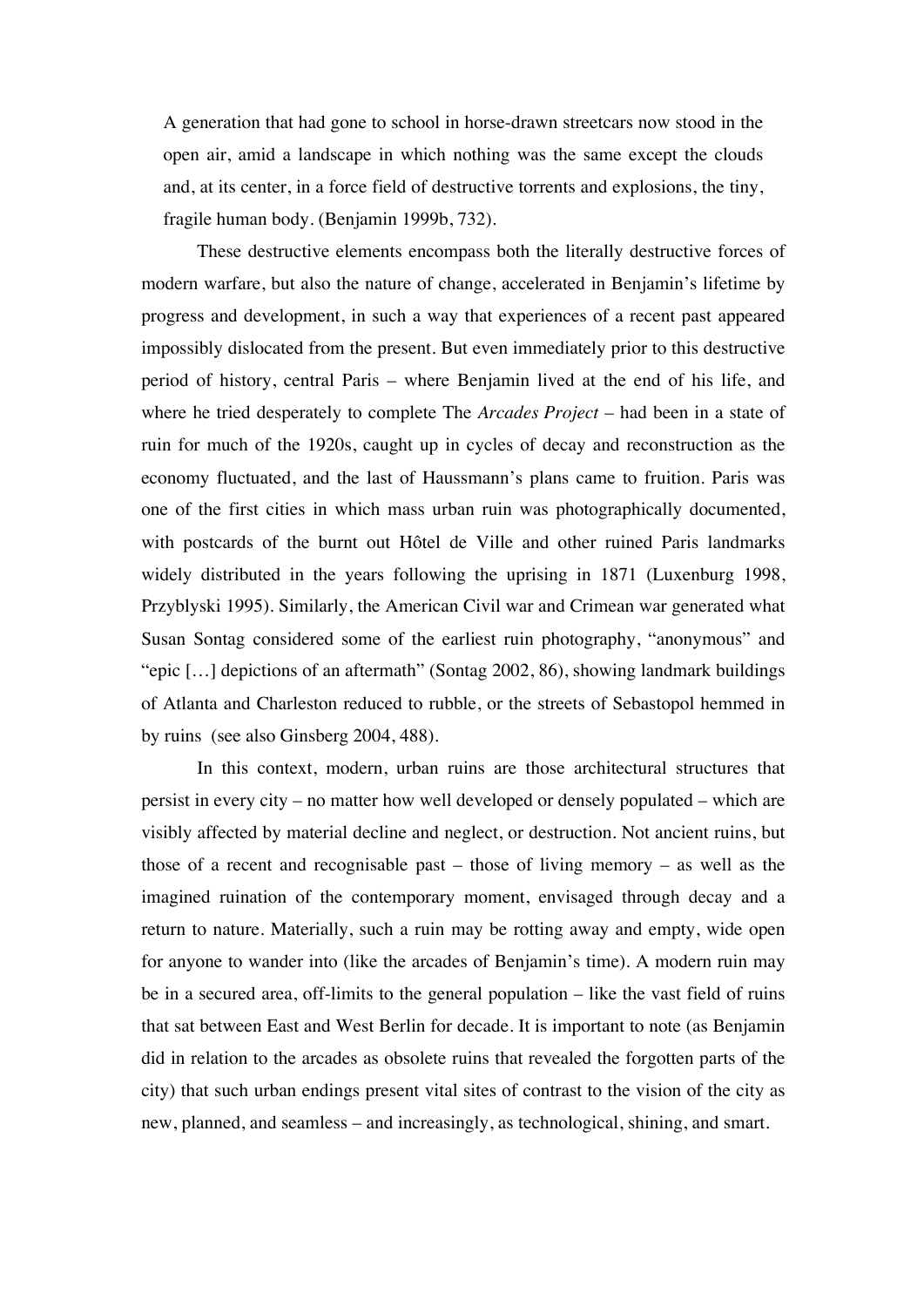> A generation that had gone to school in horse-drawn streetcars now stood in the open air, amid a landscape in which nothing was the same except the clouds and, at its center, in a force field of destructive torrents and explosions, the tiny, fragile human body. (Benjamin 1999b, 732).

These destructive elements encompass both the literally destructive forces of modern warfare, but also the nature of change, accelerated in Benjamin's lifetime by progress and development, in such a way that experiences of a recent past appeared impossibly dislocated from the present. But even immediately prior to this destructive period of history, central Paris – where Benjamin lived at the end of his life, and where he tried desperately to complete The *Arcades Project* – had been in a state of ruin for much of the 1920s, caught up in cycles of decay and reconstruction as the economy fluctuated, and the last of Haussmann's plans came to fruition. Paris was one of the first cities in which mass urban ruin was photographically documented, with postcards of the burnt out Hôtel de Ville and other ruined Paris landmarks widely distributed in the years following the uprising in 1871 (Luxenburg 1998, Przyblyski 1995). Similarly, the American Civil war and Crimean war generated what Susan Sontag considered some of the earliest ruin photography, "anonymous" and "epic […] depictions of an aftermath" (Sontag 2002, 86), showing landmark buildings of Atlanta and Charleston reduced to rubble, or the streets of Sebastopol hemmed in by ruins (see also Ginsberg 2004, 488).

In this context, modern, urban ruins are those architectural structures that persist in every city – no matter how well developed or densely populated – which are visibly affected by material decline and neglect, or destruction. Not ancient ruins, but those of a recent and recognisable past – those of living memory – as well as the imagined ruination of the contemporary moment, envisaged through decay and a return to nature. Materially, such a ruin may be rotting away and empty, wide open for anyone to wander into (like the arcades of Benjamin's time). A modern ruin may be in a secured area, off-limits to the general population – like the vast field of ruins that sat between East and West Berlin for decade. It is important to note (as Benjamin did in relation to the arcades as obsolete ruins that revealed the forgotten parts of the city) that such urban endings present vital sites of contrast to the vision of the city as new, planned, and seamless – and increasingly, as technological, shining, and smart.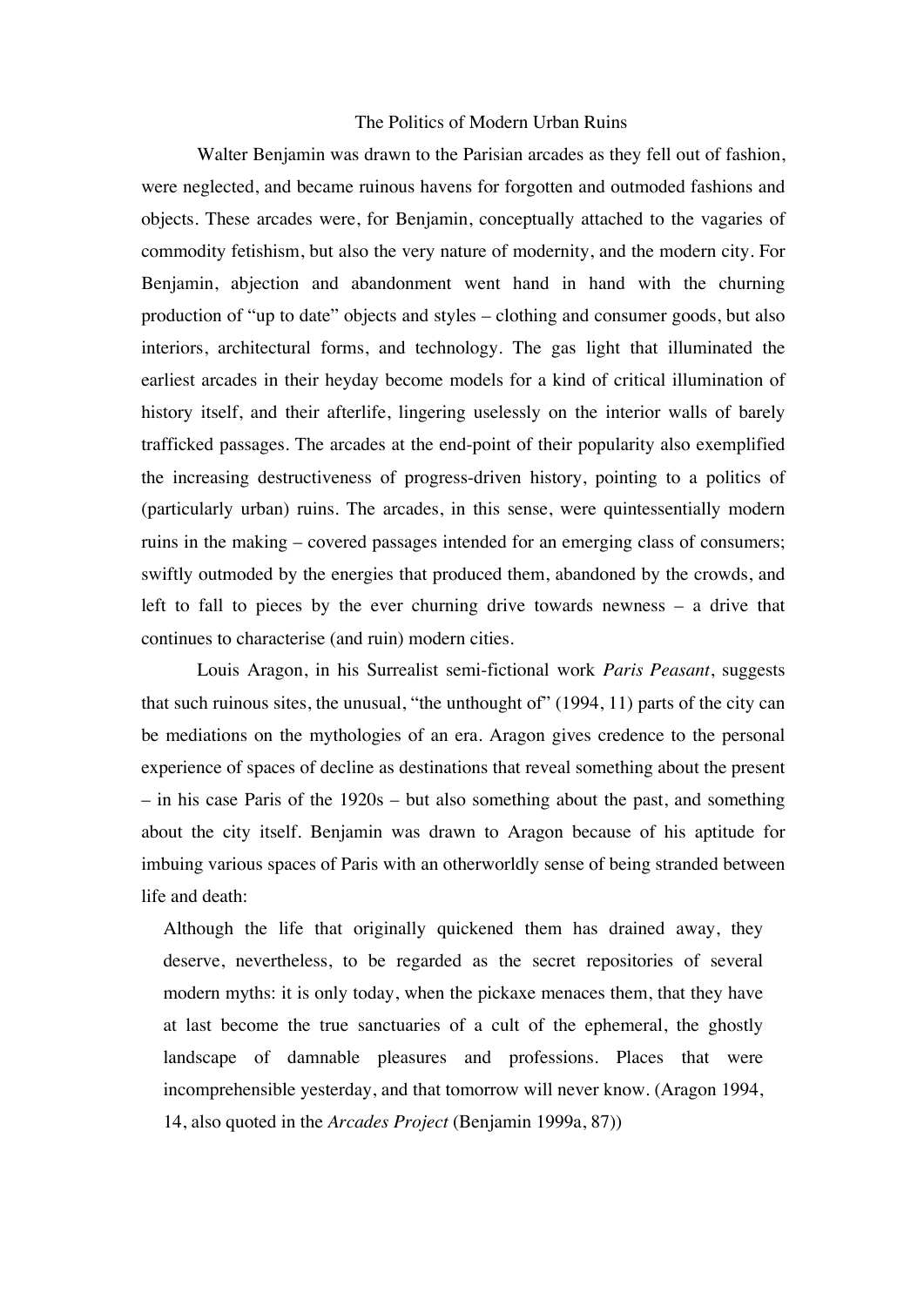## The Politics of Modern Urban Ruins

Walter Benjamin was drawn to the Parisian arcades as they fell out of fashion, were neglected, and became ruinous havens for forgotten and outmoded fashions and objects. These arcades were, for Benjamin, conceptually attached to the vagaries of commodity fetishism, but also the very nature of modernity, and the modern city. For Benjamin, abjection and abandonment went hand in hand with the churning production of "up to date" objects and styles – clothing and consumer goods, but also interiors, architectural forms, and technology. The gas light that illuminated the earliest arcades in their heyday become models for a kind of critical illumination of history itself, and their afterlife, lingering uselessly on the interior walls of barely trafficked passages. The arcades at the end-point of their popularity also exemplified the increasing destructiveness of progress-driven history, pointing to a politics of (particularly urban) ruins. The arcades, in this sense, were quintessentially modern ruins in the making – covered passages intended for an emerging class of consumers; swiftly outmoded by the energies that produced them, abandoned by the crowds, and left to fall to pieces by the ever churning drive towards newness – a drive that continues to characterise (and ruin) modern cities.

Louis Aragon, in his Surrealist semi-fictional work *Paris Peasant*, suggests that such ruinous sites, the unusual, "the unthought of" (1994, 11) parts of the city can be mediations on the mythologies of an era. Aragon gives credence to the personal experience of spaces of decline as destinations that reveal something about the present – in his case Paris of the 1920s – but also something about the past, and something about the city itself. Benjamin was drawn to Aragon because of his aptitude for imbuing various spaces of Paris with an otherworldly sense of being stranded between life and death:

> Although the life that originally quickened them has drained away, they deserve, nevertheless, to be regarded as the secret repositories of several modern myths: it is only today, when the pickaxe menaces them, that they have at last become the true sanctuaries of a cult of the ephemeral, the ghostly landscape of damnable pleasures and professions. Places that were incomprehensible yesterday, and that tomorrow will never know. (Aragon 1994, 14, also quoted in the *Arcades Project* (Benjamin 1999a, 87))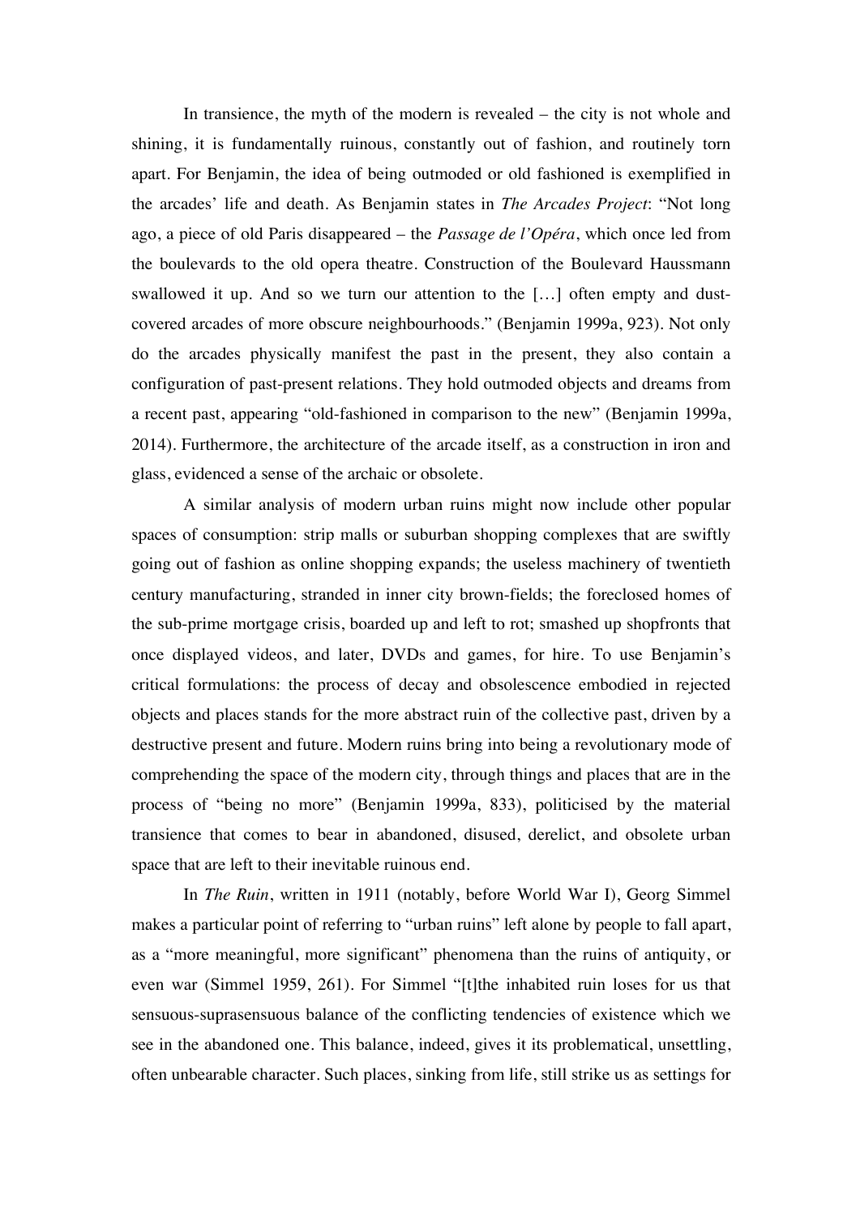In transience, the myth of the modern is revealed – the city is not whole and shining, it is fundamentally ruinous, constantly out of fashion, and routinely torn apart. For Benjamin, the idea of being outmoded or old fashioned is exemplified in the arcades' life and death. As Benjamin states in *The Arcades Project*: "Not long ago, a piece of old Paris disappeared – the *Passage de l'Opéra*, which once led from the boulevards to the old opera theatre. Construction of the Boulevard Haussmann swallowed it up. And so we turn our attention to the […] often empty and dust-covered arcades of more obscure neighbourhoods." (Benjamin 1999a, 923). Not only do the arcades physically manifest the past in the present, they also contain a configuration of past-present relations. They hold outmoded objects and dreams from a recent past, appearing "old-fashioned in comparison to the new" (Benjamin 1999a, 2014). Furthermore, the architecture of the arcade itself, as a construction in iron and glass, evidenced a sense of the archaic or obsolete.

A similar analysis of modern urban ruins might now include other popular spaces of consumption: strip malls or suburban shopping complexes that are swiftly going out of fashion as online shopping expands; the useless machinery of twentieth century manufacturing, stranded in inner city brown-fields; the foreclosed homes of the sub-prime mortgage crisis, boarded up and left to rot; smashed up shopfronts that once displayed videos, and later, DVDs and games, for hire. To use Benjamin's critical formulations: the process of decay and obsolescence embodied in rejected objects and places stands for the more abstract ruin of the collective past, driven by a destructive present and future. Modern ruins bring into being a revolutionary mode of comprehending the space of the modern city, through things and places that are in the process of "being no more" (Benjamin 1999a, 833), politicised by the material transience that comes to bear in abandoned, disused, derelict, and obsolete urban space that are left to their inevitable ruinous end.

In *The Ruin*, written in 1911 (notably, before World War I), Georg Simmel makes a particular point of referring to "urban ruins" left alone by people to fall apart, as a "more meaningful, more significant" phenomena than the ruins of antiquity, or even war (Simmel 1959, 261). For Simmel "[t]the inhabited ruin loses for us that sensuous-suprasensuous balance of the conflicting tendencies of existence which we see in the abandoned one. This balance, indeed, gives it its problematical, unsettling, often unbearable character. Such places, sinking from life, still strike us as settings for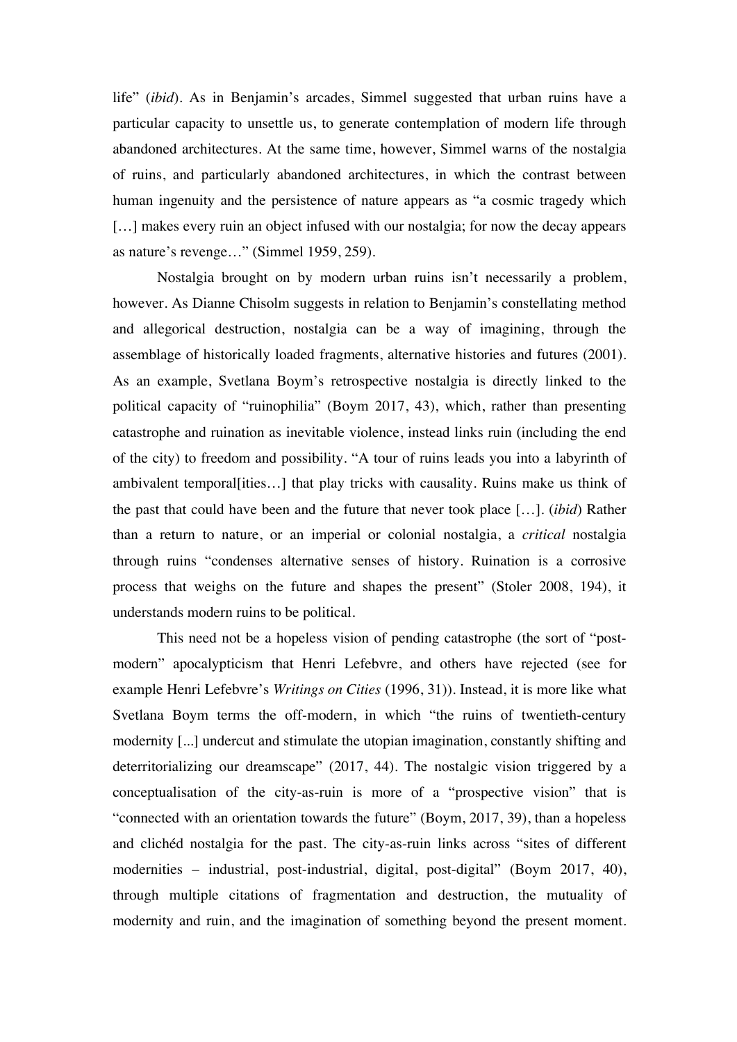life" (*ibid*). As in Benjamin's arcades, Simmel suggested that urban ruins have a particular capacity to unsettle us, to generate contemplation of modern life through abandoned architectures. At the same time, however, Simmel warns of the nostalgia of ruins, and particularly abandoned architectures, in which the contrast between human ingenuity and the persistence of nature appears as "a cosmic tragedy which [...] makes every ruin an object infused with our nostalgia; for now the decay appears as nature's revenge..." (Simmel 1959, 259).

Nostalgia brought on by modern urban ruins isn't necessarily a problem, however. As Dianne Chisolm suggests in relation to Benjamin's constellating method and allegorical destruction, nostalgia can be a way of imagining, through the assemblage of historically loaded fragments, alternative histories and futures (2001). As an example, Svetlana Boym's retrospective nostalgia is directly linked to the political capacity of "ruinophilia" (Boym 2017, 43), which, rather than presenting catastrophe and ruination as inevitable violence, instead links ruin (including the end of the city) to freedom and possibility. "A tour of ruins leads you into a labyrinth of ambivalent temporal[ities...] that play tricks with causality. Ruins make us think of the past that could have been and the future that never took place [...]. (*ibid*) Rather than a return to nature, or an imperial or colonial nostalgia, a *critical* nostalgia through ruins "condenses alternative senses of history. Ruination is a corrosive process that weighs on the future and shapes the present" (Stoler 2008, 194), it understands modern ruins to be political.

This need not be a hopeless vision of pending catastrophe (the sort of "post-modern" apocalypticism that Henri Lefebvre, and others have rejected (see for example Henri Lefebvre's *Writings on Cities* (1996, 31)). Instead, it is more like what Svetlana Boym terms the off-modern, in which "the ruins of twentieth-century modernity [...] undercut and stimulate the utopian imagination, constantly shifting and deterritorializing our dreamscape" (2017, 44). The nostalgic vision triggered by a conceptualisation of the city-as-ruin is more of a "prospective vision" that is "connected with an orientation towards the future" (Boym, 2017, 39), than a hopeless and clichéd nostalgia for the past. The city-as-ruin links across "sites of different modernities – industrial, post-industrial, digital, post-digital" (Boym 2017, 40), through multiple citations of fragmentation and destruction, the mutuality of modernity and ruin, and the imagination of something beyond the present moment.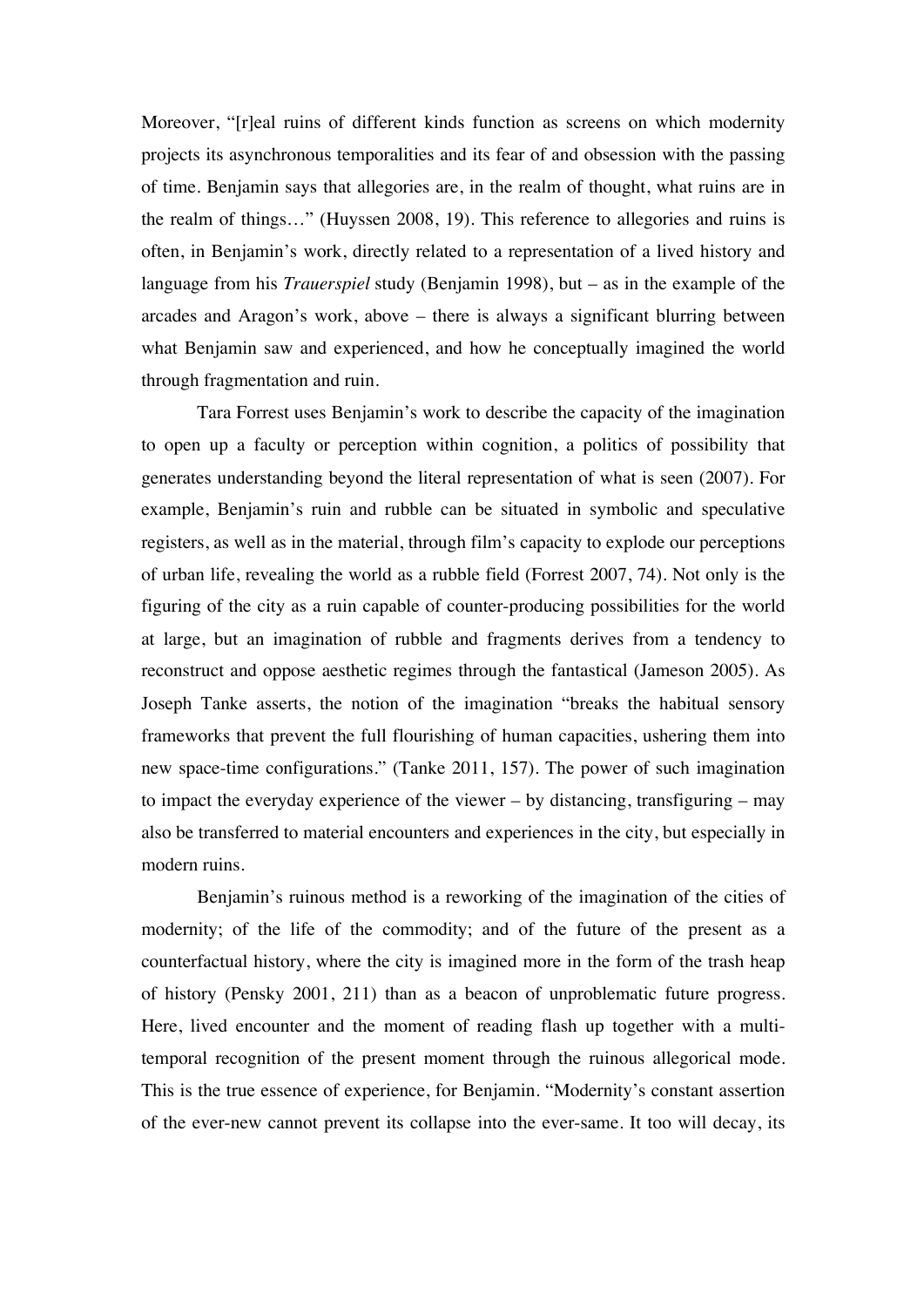Moreover, "[r]eal ruins of different kinds function as screens on which modernity projects its asynchronous temporalities and its fear of and obsession with the passing of time. Benjamin says that allegories are, in the realm of thought, what ruins are in the realm of things…" (Huyssen 2008, 19). This reference to allegories and ruins is often, in Benjamin's work, directly related to a representation of a lived history and language from his *Trauerspiel* study (Benjamin 1998), but – as in the example of the arcades and Aragon's work, above – there is always a significant blurring between what Benjamin saw and experienced, and how he conceptually imagined the world through fragmentation and ruin.

Tara Forrest uses Benjamin's work to describe the capacity of the imagination to open up a faculty or perception within cognition, a politics of possibility that generates understanding beyond the literal representation of what is seen (2007). For example, Benjamin's ruin and rubble can be situated in symbolic and speculative registers, as well as in the material, through film's capacity to explode our perceptions of urban life, revealing the world as a rubble field (Forrest 2007, 74). Not only is the figuring of the city as a ruin capable of counter-producing possibilities for the world at large, but an imagination of rubble and fragments derives from a tendency to reconstruct and oppose aesthetic regimes through the fantastical (Jameson 2005). As Joseph Tanke asserts, the notion of the imagination "breaks the habitual sensory frameworks that prevent the full flourishing of human capacities, ushering them into new space-time configurations." (Tanke 2011, 157). The power of such imagination to impact the everyday experience of the viewer – by distancing, transfiguring – may also be transferred to material encounters and experiences in the city, but especially in modern ruins.

Benjamin's ruinous method is a reworking of the imagination of the cities of modernity; of the life of the commodity; and of the future of the present as a counterfactual history, where the city is imagined more in the form of the trash heap of history (Pensky 2001, 211) than as a beacon of unproblematic future progress. Here, lived encounter and the moment of reading flash up together with a multi-temporal recognition of the present moment through the ruinous allegorical mode. This is the true essence of experience, for Benjamin. "Modernity's constant assertion of the ever-new cannot prevent its collapse into the ever-same. It too will decay, its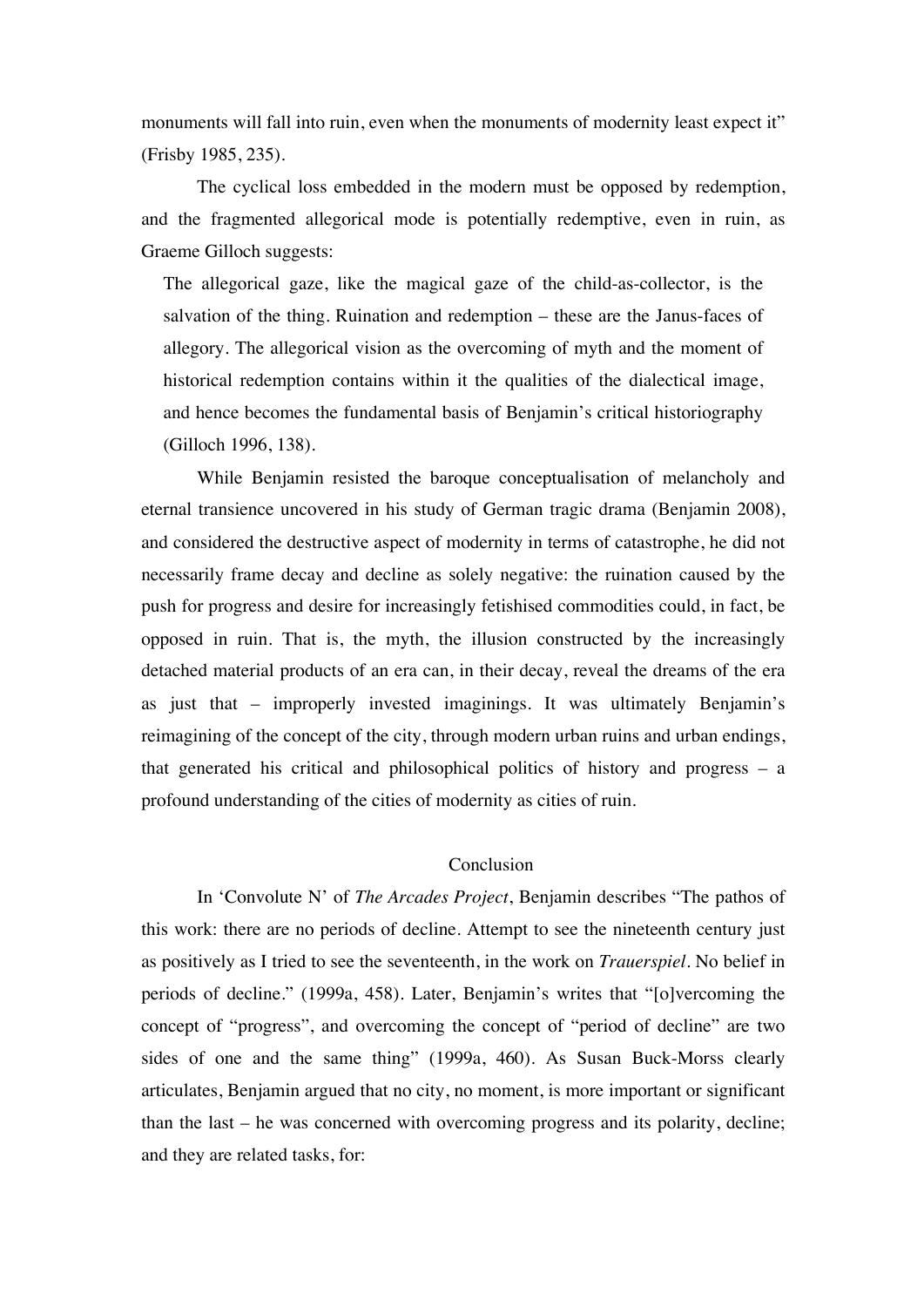monuments will fall into ruin, even when the monuments of modernity least expect it" (Frisby 1985, 235).

The cyclical loss embedded in the modern must be opposed by redemption, and the fragmented allegorical mode is potentially redemptive, even in ruin, as Graeme Gilloch suggests:

> The allegorical gaze, like the magical gaze of the child-as-collector, is the salvation of the thing. Ruination and redemption – these are the Janus-faces of allegory. The allegorical vision as the overcoming of myth and the moment of historical redemption contains within it the qualities of the dialectical image, and hence becomes the fundamental basis of Benjamin's critical historiography (Gilloch 1996, 138).

While Benjamin resisted the baroque conceptualisation of melancholy and eternal transience uncovered in his study of German tragic drama (Benjamin 2008), and considered the destructive aspect of modernity in terms of catastrophe, he did not necessarily frame decay and decline as solely negative: the ruination caused by the push for progress and desire for increasingly fetishised commodities could, in fact, be opposed in ruin. That is, the myth, the illusion constructed by the increasingly detached material products of an era can, in their decay, reveal the dreams of the era as just that – improperly invested imaginings. It was ultimately Benjamin's reimagining of the concept of the city, through modern urban ruins and urban endings, that generated his critical and philosophical politics of history and progress – a profound understanding of the cities of modernity as cities of ruin.

## Conclusion

In 'Convolute N' of *The Arcades Project*, Benjamin describes "The pathos of this work: there are no periods of decline. Attempt to see the nineteenth century just as positively as I tried to see the seventeenth, in the work on *Trauerspiel*. No belief in periods of decline." (1999a, 458). Later, Benjamin's writes that "[o]vercoming the concept of "progress", and overcoming the concept of "period of decline" are two sides of one and the same thing" (1999a, 460). As Susan Buck-Morss clearly articulates, Benjamin argued that no city, no moment, is more important or significant than the last – he was concerned with overcoming progress and its polarity, decline; and they are related tasks, for: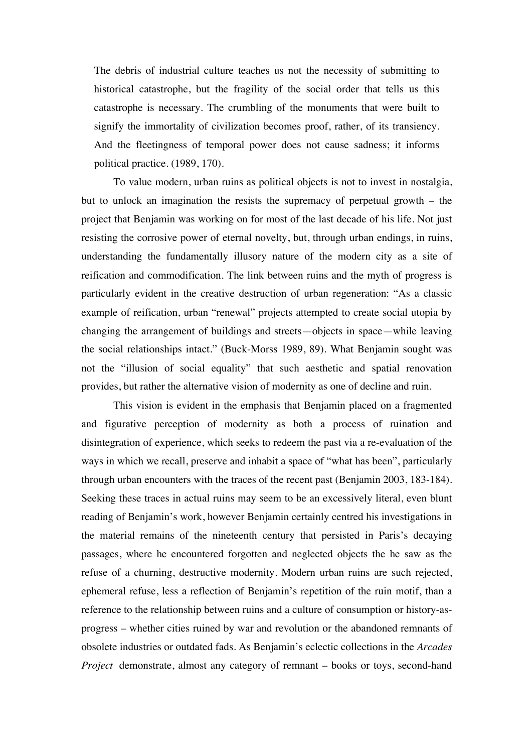> The debris of industrial culture teaches us not the necessity of submitting to historical catastrophe, but the fragility of the social order that tells us this catastrophe is necessary. The crumbling of the monuments that were built to signify the immortality of civilization becomes proof, rather, of its transiency. And the fleetingness of temporal power does not cause sadness; it informs political practice. (1989, 170).

To value modern, urban ruins as political objects is not to invest in nostalgia, but to unlock an imagination the resists the supremacy of perpetual growth – the project that Benjamin was working on for most of the last decade of his life. Not just resisting the corrosive power of eternal novelty, but, through urban endings, in ruins, understanding the fundamentally illusory nature of the modern city as a site of reification and commodification. The link between ruins and the myth of progress is particularly evident in the creative destruction of urban regeneration: "As a classic example of reification, urban "renewal" projects attempted to create social utopia by changing the arrangement of buildings and streets—objects in space—while leaving the social relationships intact." (Buck-Morss 1989, 89). What Benjamin sought was not the "illusion of social equality" that such aesthetic and spatial renovation provides, but rather the alternative vision of modernity as one of decline and ruin.

This vision is evident in the emphasis that Benjamin placed on a fragmented and figurative perception of modernity as both a process of ruination and disintegration of experience, which seeks to redeem the past via a re-evaluation of the ways in which we recall, preserve and inhabit a space of "what has been", particularly through urban encounters with the traces of the recent past (Benjamin 2003, 183-184). Seeking these traces in actual ruins may seem to be an excessively literal, even blunt reading of Benjamin's work, however Benjamin certainly centred his investigations in the material remains of the nineteenth century that persisted in Paris's decaying passages, where he encountered forgotten and neglected objects the he saw as the refuse of a churning, destructive modernity. Modern urban ruins are such rejected, ephemeral refuse, less a reflection of Benjamin's repetition of the ruin motif, than a reference to the relationship between ruins and a culture of consumption or history-as-progress – whether cities ruined by war and revolution or the abandoned remnants of obsolete industries or outdated fads. As Benjamin's eclectic collections in the *Arcades Project* demonstrate, almost any category of remnant – books or toys, second-hand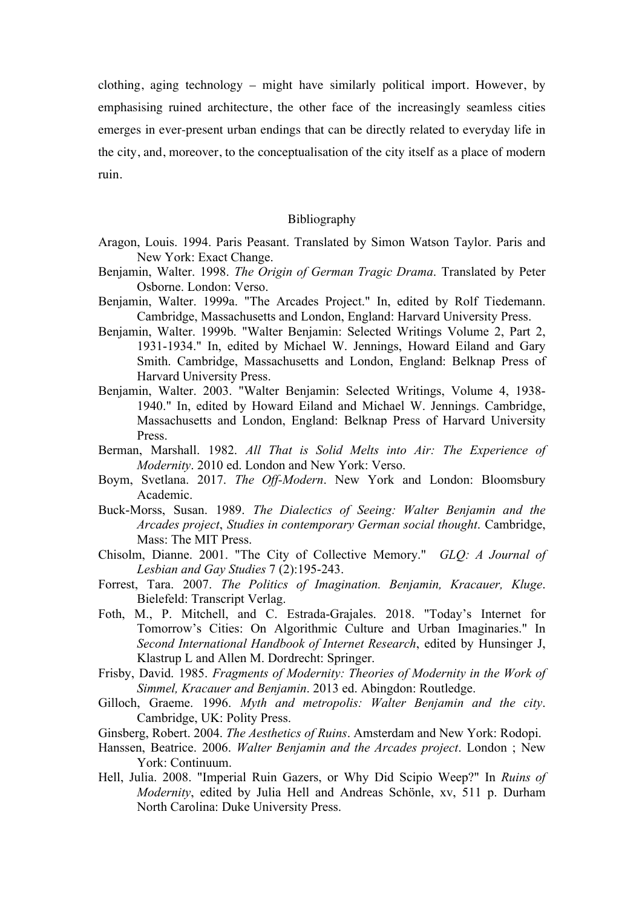clothing, aging technology – might have similarly political import. However, by emphasising ruined architecture, the other face of the increasingly seamless cities emerges in ever-present urban endings that can be directly related to everyday life in the city, and, moreover, to the conceptualisation of the city itself as a place of modern ruin.

## Bibliography

Aragon, Louis. 1994. Paris Peasant. Translated by Simon Watson Taylor. Paris and New York: Exact Change.

Benjamin, Walter. 1998. *The Origin of German Tragic Drama*. Translated by Peter Osborne. London: Verso.

Benjamin, Walter. 1999a. "The Arcades Project." In, edited by Rolf Tiedemann. Cambridge, Massachusetts and London, England: Harvard University Press.

Benjamin, Walter. 1999b. "Walter Benjamin: Selected Writings Volume 2, Part 2, 1931-1934." In, edited by Michael W. Jennings, Howard Eiland and Gary Smith. Cambridge, Massachusetts and London, England: Belknap Press of Harvard University Press.

Benjamin, Walter. 2003. "Walter Benjamin: Selected Writings, Volume 4, 1938-1940." In, edited by Howard Eiland and Michael W. Jennings. Cambridge, Massachusetts and London, England: Belknap Press of Harvard University Press.

Berman, Marshall. 1982. *All That is Solid Melts into Air: The Experience of Modernity*. 2010 ed. London and New York: Verso.

Boym, Svetlana. 2017. *The Off-Modern*. New York and London: Bloomsbury Academic.

Buck-Morss, Susan. 1989. *The Dialectics of Seeing: Walter Benjamin and the Arcades project*, *Studies in contemporary German social thought*. Cambridge, Mass: The MIT Press.

Chisolm, Dianne. 2001. "The City of Collective Memory." *GLQ: A Journal of Lesbian and Gay Studies* 7 (2):195-243.

Forrest, Tara. 2007. *The Politics of Imagination. Benjamin, Kracauer, Kluge*. Bielefeld: Transcript Verlag.

Foth, M., P. Mitchell, and C. Estrada-Grajales. 2018. "Today's Internet for Tomorrow's Cities: On Algorithmic Culture and Urban Imaginaries." In *Second International Handbook of Internet Research*, edited by Hunsinger J, Klastrup L and Allen M. Dordrecht: Springer.

Frisby, David. 1985. *Fragments of Modernity: Theories of Modernity in the Work of Simmel, Kracauer and Benjamin*. 2013 ed. Abingdon: Routledge.

Gilloch, Graeme. 1996. *Myth and metropolis: Walter Benjamin and the city*. Cambridge, UK: Polity Press.

Ginsberg, Robert. 2004. *The Aesthetics of Ruins*. Amsterdam and New York: Rodopi.

Hanssen, Beatrice. 2006. *Walter Benjamin and the Arcades project*. London ; New York: Continuum.

Hell, Julia. 2008. "Imperial Ruin Gazers, or Why Did Scipio Weep?" In *Ruins of Modernity*, edited by Julia Hell and Andreas Schönle, xv, 511 p. Durham North Carolina: Duke University Press.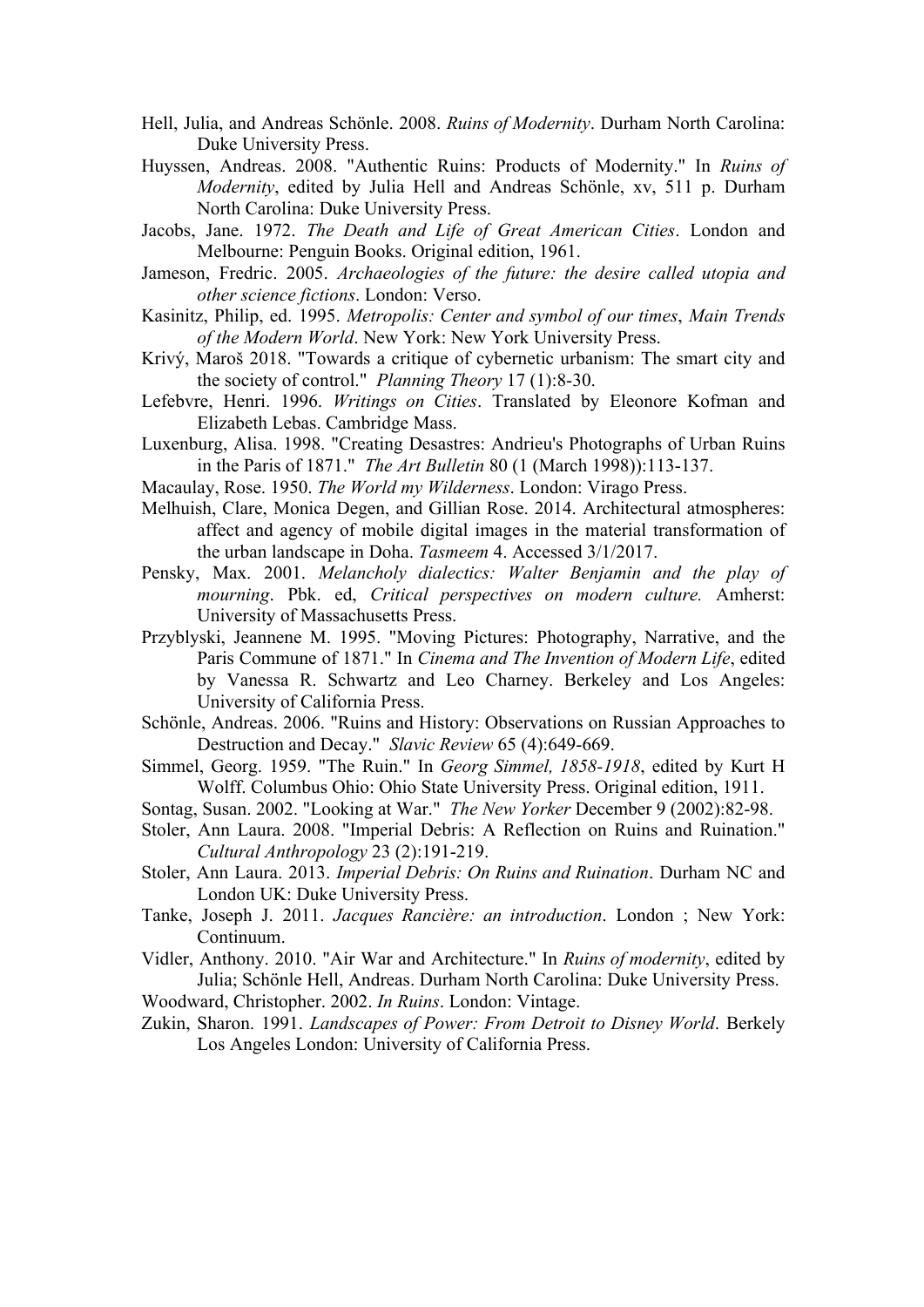Hell, Julia, and Andreas Schönle. 2008. *Ruins of Modernity*. Durham North Carolina: Duke University Press.

Huyssen, Andreas. 2008. "Authentic Ruins: Products of Modernity." In *Ruins of Modernity*, edited by Julia Hell and Andreas Schönle, xv, 511 p. Durham North Carolina: Duke University Press.

Jacobs, Jane. 1972. *The Death and Life of Great American Cities*. London and Melbourne: Penguin Books. Original edition, 1961.

Jameson, Fredric. 2005. *Archaeologies of the future: the desire called utopia and other science fictions*. London: Verso.

Kasinitz, Philip, ed. 1995. *Metropolis: Center and symbol of our times*, *Main Trends of the Modern World*. New York: New York University Press.

Krivý, Maroš 2018. "Towards a critique of cybernetic urbanism: The smart city and the society of control." *Planning Theory* 17 (1):8-30.

Lefebvre, Henri. 1996. *Writings on Cities*. Translated by Eleonore Kofman and Elizabeth Lebas. Cambridge Mass.

Luxenburg, Alisa. 1998. "Creating Desastres: Andrieu's Photographs of Urban Ruins in the Paris of 1871." *The Art Bulletin* 80 (1 (March 1998)):113-137.

Macaulay, Rose. 1950. *The World my Wilderness*. London: Virago Press.

Melhuish, Clare, Monica Degen, and Gillian Rose. 2014. Architectural atmospheres: affect and agency of mobile digital images in the material transformation of the urban landscape in Doha. *Tasmeem* 4. Accessed 3/1/2017.

Pensky, Max. 2001. *Melancholy dialectics: Walter Benjamin and the play of mourning*. Pbk. ed, *Critical perspectives on modern culture.* Amherst: University of Massachusetts Press.

Przyblyski, Jeannene M. 1995. "Moving Pictures: Photography, Narrative, and the Paris Commune of 1871." In *Cinema and The Invention of Modern Life*, edited by Vanessa R. Schwartz and Leo Charney. Berkeley and Los Angeles: University of California Press.

Schönle, Andreas. 2006. "Ruins and History: Observations on Russian Approaches to Destruction and Decay." *Slavic Review* 65 (4):649-669.

Simmel, Georg. 1959. "The Ruin." In *Georg Simmel, 1858-1918*, edited by Kurt H Wolff. Columbus Ohio: Ohio State University Press. Original edition, 1911.

Sontag, Susan. 2002. "Looking at War." *The New Yorker* December 9 (2002):82-98.

Stoler, Ann Laura. 2008. "Imperial Debris: A Reflection on Ruins and Ruination." *Cultural Anthropology* 23 (2):191-219.

Stoler, Ann Laura. 2013. *Imperial Debris: On Ruins and Ruination*. Durham NC and London UK: Duke University Press.

Tanke, Joseph J. 2011. *Jacques Rancière: an introduction*. London ; New York: Continuum.

Vidler, Anthony. 2010. "Air War and Architecture." In *Ruins of modernity*, edited by Julia; Schönle Hell, Andreas. Durham North Carolina: Duke University Press.

Woodward, Christopher. 2002. *In Ruins*. London: Vintage.

Zukin, Sharon. 1991. *Landscapes of Power: From Detroit to Disney World*. Berkely Los Angeles London: University of California Press.